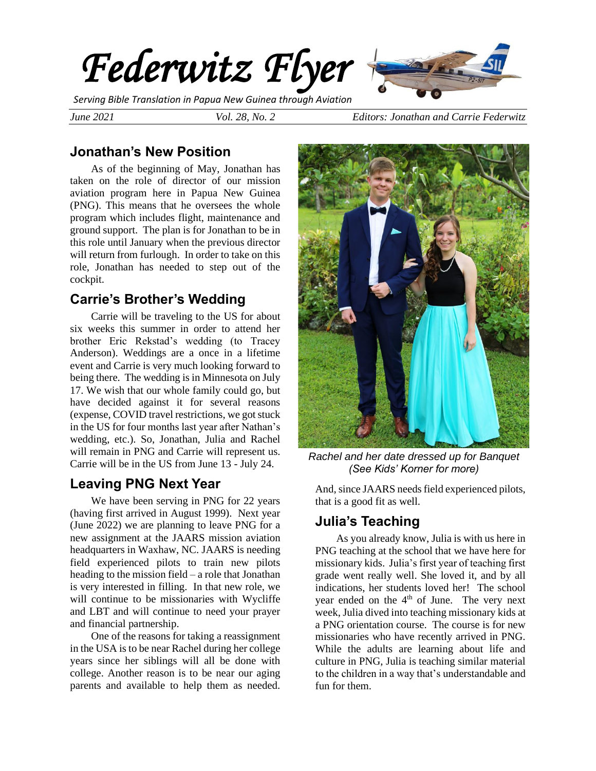# Federwitz Flyer

*Serving Bible Translation in Papua New Guinea through Aviation*

*June 2021* *Vol. 28, No. 2* *Editors: Jonathan and Carrie Federwitz*

## Jonathan's New Position

As of the beginning of May, Jonathan has taken on the role of director of our mission aviation program here in Papua New Guinea (PNG). This means that he oversees the whole program which includes flight, maintenance and ground support. The plan is for Jonathan to be in this role until January when the previous director will return from furlough. In order to take on this role, Jonathan has needed to step out of the cockpit.

## Carrie's Brother's Wedding

Carrie will be traveling to the US for about six weeks this summer in order to attend her brother Eric Rekstad's wedding (to Tracey Anderson). Weddings are a once in a lifetime event and Carrie is very much looking forward to being there. The wedding is in Minnesota on July 17. We wish that our whole family could go, but have decided against it for several reasons (expense, COVID travel restrictions, we got stuck in the US for four months last year after Nathan's wedding, etc.). So, Jonathan, Julia and Rachel will remain in PNG and Carrie will represent us. Carrie will be in the US from June 13 - July 24.

## Leaving PNG Next Year

We have been serving in PNG for 22 years (having first arrived in August 1999). Next year (June 2022) we are planning to leave PNG for a new assignment at the JAARS mission aviation headquarters in Waxhaw, NC. JAARS is needing field experienced pilots to train new pilots heading to the mission field – a role that Jonathan is very interested in filling. In that new role, we will continue to be missionaries with Wycliffe and LBT and will continue to need your prayer and financial partnership.

One of the reasons for taking a reassignment in the USA is to be near Rachel during her college years since her siblings will all be done with college. Another reason is to be near our aging parents and available to help them as needed. And, since JAARS needs field experienced pilots, that is a good fit as well.

*Rachel and her date dressed up for Banquet (See Kids' Korner for more)*

## Julia's Teaching

As you already know, Julia is with us here in PNG teaching at the school that we have here for missionary kids. Julia's first year of teaching first grade went really well. She loved it, and by all indications, her students loved her! The school year ended on the 4th of June. The very next week, Julia dived into teaching missionary kids at a PNG orientation course. The course is for new missionaries who have recently arrived in PNG. While the adults are learning about life and culture in PNG, Julia is teaching similar material to the children in a way that's understandable and fun for them.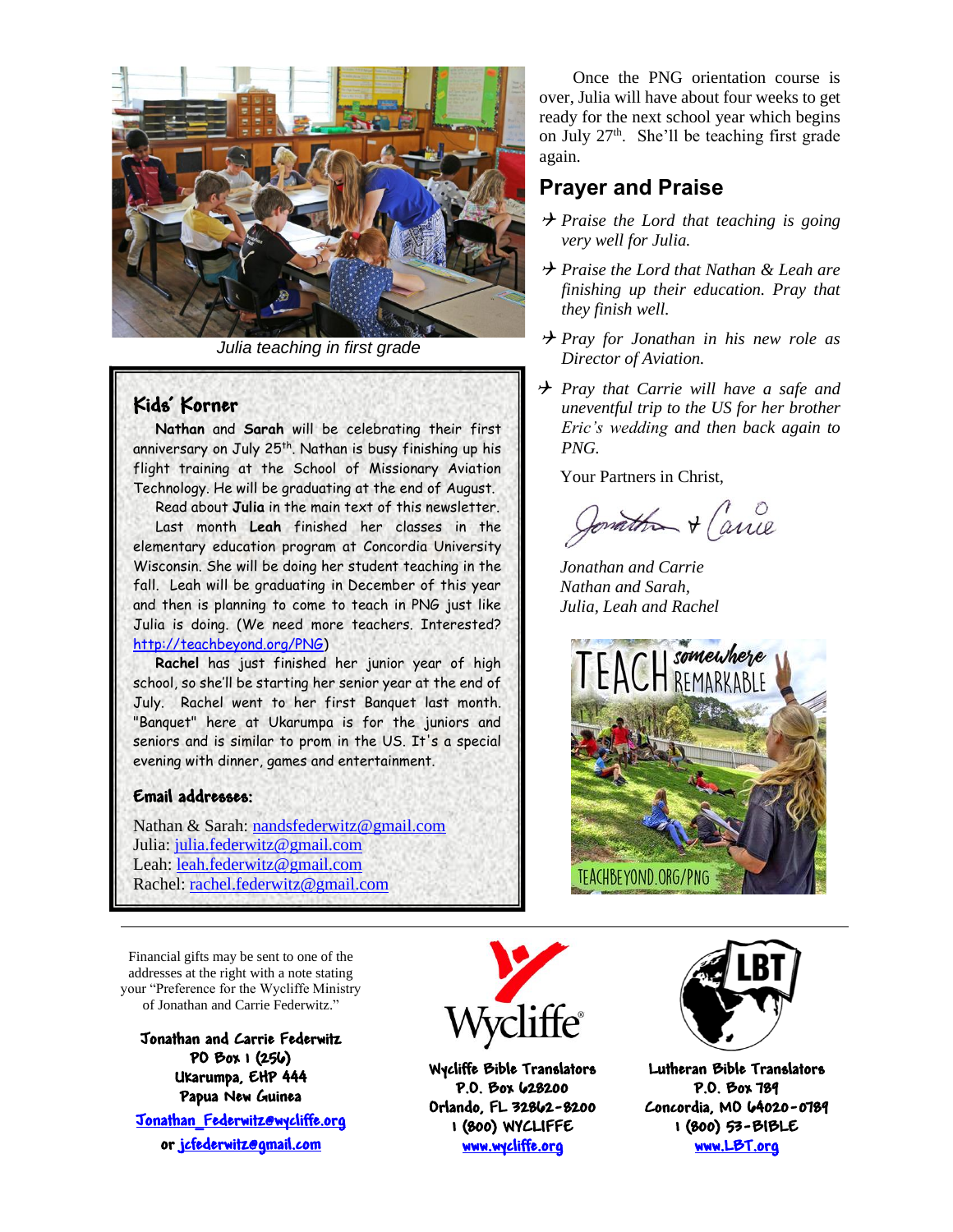Julia teaching in first grade

## Kids' Korner

**Nathan** and **Sarah** will be celebrating their first anniversary on July 25th. Nathan is busy finishing up his flight training at the School of Missionary Aviation Technology. He will be graduating at the end of August.

Read about **Julia** in the main text of this newsletter.

Last month **Leah** finished her classes in the elementary education program at Concordia University Wisconsin. She will be doing her student teaching in the fall. Leah will be graduating in December of this year and then is planning to come to teach in PNG just like Julia is doing. (We need more teachers. Interested? http://teachbeyond.org/PNG)

**Rachel** has just finished her junior year of high school, so she'll be starting her senior year at the end of July. Rachel went to her first Banquet last month. "Banquet" here at Ukarumpa is for the juniors and seniors and is similar to prom in the US. It's a special evening with dinner, games and entertainment.

### Email addresses:

Nathan & Sarah: nandsfederwitz@gmail.com
Julia: julia.federwitz@gmail.com
Leah: leah.federwitz@gmail.com
Rachel: rachel.federwitz@gmail.com

Once the PNG orientation course is over, Julia will have about four weeks to get ready for the next school year which begins on July 27th. She'll be teaching first grade again.

## Prayer and Praise

- *Praise the Lord that teaching is going very well for Julia.*
- *Praise the Lord that Nathan & Leah are finishing up their education. Pray that they finish well.*
- *Pray for Jonathan in his new role as Director of Aviation.*
- *Pray that Carrie will have a safe and uneventful trip to the US for her brother Eric's wedding and then back again to PNG.*

Your Partners in Christ,

Jonathan + Carrie

*Jonathan and Carrie*
*Nathan and Sarah,*
*Julia, Leah and Rachel*

TEACH somewhere REMARKABLE

TEACHBEYOND.ORG/PNG

---

Financial gifts may be sent to one of the addresses at the right with a note stating your "Preference for the Wycliffe Ministry of Jonathan and Carrie Federwitz."

**Jonathan and Carrie Federwitz**
**PO Box 1 (256)**
**Ukarumpa, EHP 444**
**Papua New Guinea**
Jonathan_Federwitz@wycliffe.org
or jcfederwitz@gmail.com

**Wycliffe Bible Translators**
**P.O. Box 628200**
**Orlando, FL 32862-8200**
**1 (800) WYCLIFFE**
www.wycliffe.org

**Lutheran Bible Translators**
**P.O. Box 789**
**Concordia, MO 64020-0789**
**1 (800) 53-BIBLE**
www.LBT.org